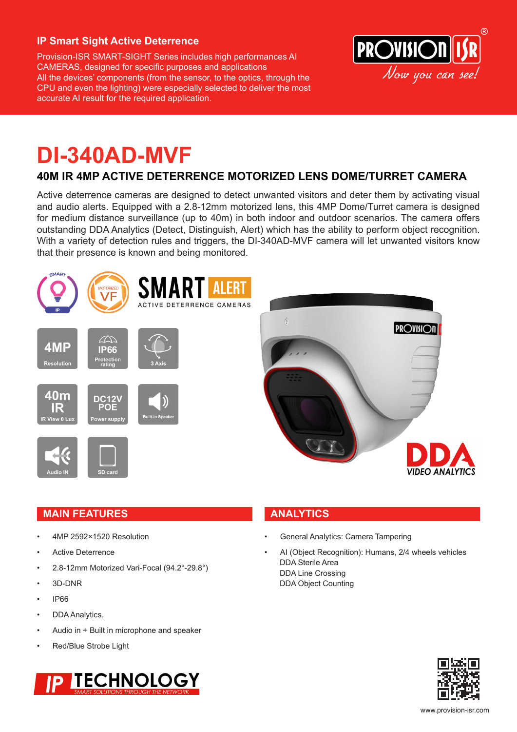## IP Smart Sight Active Deterrence

Provision-ISR SMART-SIGHT Series includes high performances AI CAMERAS, designed for specific purposes and applications
All the devices' components (from the sensor, to the optics, through the CPU and even the lighting) were especially selected to deliver the most accurate AI result for the required application.

# DI-340AD-MVF

### 40M IR 4MP ACTIVE DETERRENCE MOTORIZED LENS DOME/TURRET CAMERA

Active deterrence cameras are designed to detect unwanted visitors and deter them by activating visual and audio alerts. Equipped with a 2.8-12mm motorized lens, this 4MP Dome/Turret camera is designed for medium distance surveillance (up to 40m) in both indoor and outdoor scenarios. The camera offers outstanding DDA Analytics (Detect, Distinguish, Alert) which has the ability to perform object recognition. With a variety of detection rules and triggers, the DI-340AD-MVF camera will let unwanted visitors know that their presence is known and being monitored.

SMART ALERT – ACTIVE DETERRENCE CAMERAS

- 4MP Resolution
- IP66 Protection rating
- 3 Axis
- 40m IR – IR View 0 Lux
- DC12V POE Power supply
- Built-in Speaker
- Audio IN
- SD card

DDA VIDEO ANALYTICS

## MAIN FEATURES

- 4MP 2592×1520 Resolution
- Active Deterrence
- 2.8-12mm Motorized Vari-Focal (94.2°-29.8°)
- 3D-DNR
- IP66
- DDA Analytics.
- Audio in + Built in microphone and speaker
- Red/Blue Strobe Light

## ANALYTICS

- General Analytics: Camera Tampering
- AI (Object Recognition): Humans, 2/4 wheels vehicles
  DDA Sterile Area
  DDA Line Crossing
  DDA Object Counting

IP TECHNOLOGY – SMART SOLUTIONS THROUGH THE NETWORK

www.provision-isr.com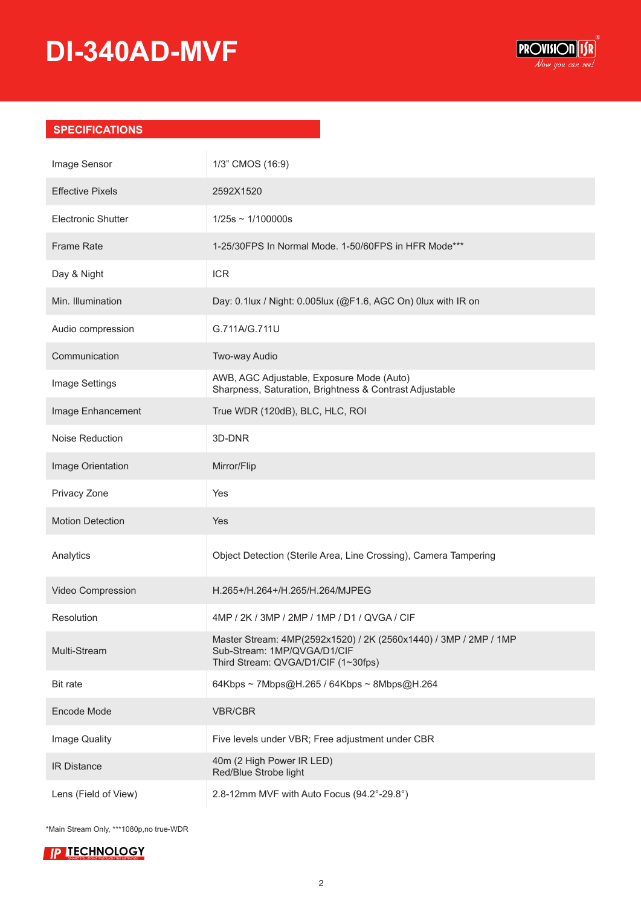# DI-340AD-MVF

## SPECIFICATIONS

| | |
|---|---|
| Image Sensor | 1/3" CMOS (16:9) |
| Effective Pixels | 2592X1520 |
| Electronic Shutter | 1/25s ~ 1/100000s |
| Frame Rate | 1-25/30FPS In Normal Mode. 1-50/60FPS in HFR Mode*** |
| Day & Night | ICR |
| Min. Illumination | Day: 0.1lux / Night: 0.005lux (@F1.6, AGC On) 0lux with IR on |
| Audio compression | G.711A/G.711U |
| Communication | Two-way Audio |
| Image Settings | AWB, AGC Adjustable, Exposure Mode (Auto)<br>Sharpness, Saturation, Brightness & Contrast Adjustable |
| Image Enhancement | True WDR (120dB), BLC, HLC, ROI |
| Noise Reduction | 3D-DNR |
| Image Orientation | Mirror/Flip |
| Privacy Zone | Yes |
| Motion Detection | Yes |
| Analytics | Object Detection (Sterile Area, Line Crossing), Camera Tampering |
| Video Compression | H.265+/H.264+/H.265/H.264/MJPEG |
| Resolution | 4MP / 2K / 3MP / 2MP / 1MP / D1 / QVGA / CIF |
| Multi-Stream | Master Stream: 4MP(2592x1520) / 2K (2560x1440) / 3MP / 2MP / 1MP<br>Sub-Stream: 1MP/QVGA/D1/CIF<br>Third Stream: QVGA/D1/CIF (1~30fps) |
| Bit rate | 64Kbps ~ 7Mbps@H.265 / 64Kbps ~ 8Mbps@H.264 |
| Encode Mode | VBR/CBR |
| Image Quality | Five levels under VBR; Free adjustment under CBR |
| IR Distance | 40m (2 High Power IR LED)<br>Red/Blue Strobe light |
| Lens (Field of View) | 2.8-12mm MVF with Auto Focus (94.2°-29.8°) |

*Main Stream Only, ***1080p,no true-WDR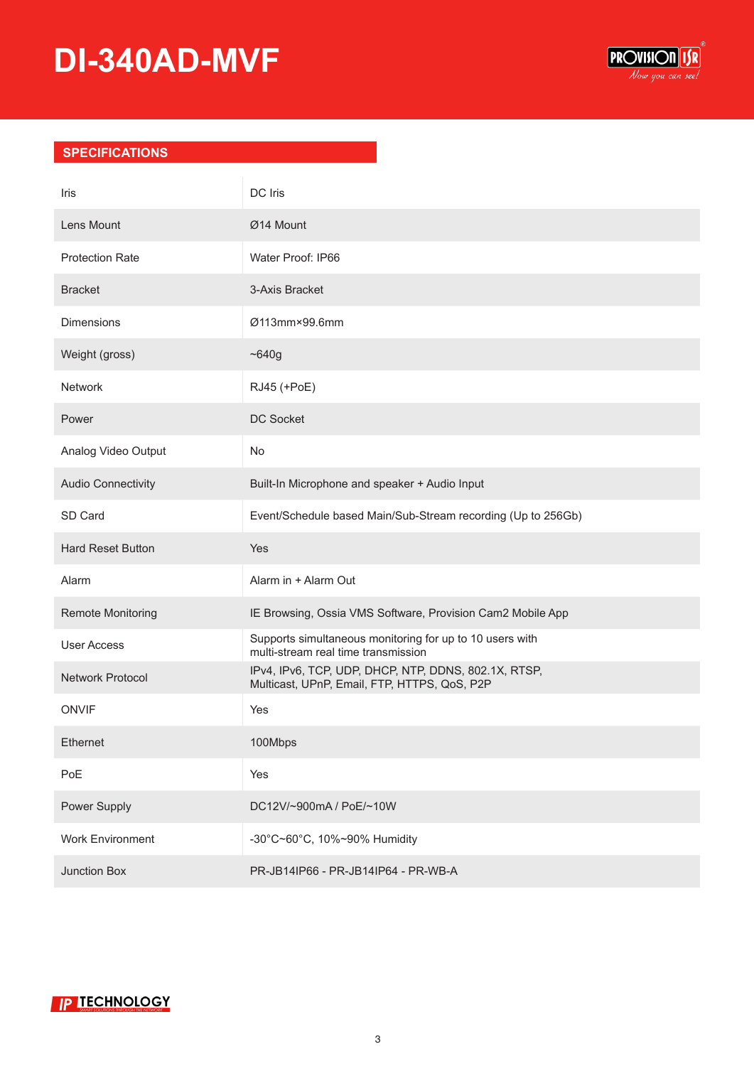# DI-340AD-MVF

## SPECIFICATIONS

| | |
|---|---|
| Iris | DC Iris |
| Lens Mount | Ø14 Mount |
| Protection Rate | Water Proof: IP66 |
| Bracket | 3-Axis Bracket |
| Dimensions | Ø113mm×99.6mm |
| Weight (gross) | ~640g |
| Network | RJ45 (+PoE) |
| Power | DC Socket |
| Analog Video Output | No |
| Audio Connectivity | Built-In Microphone and speaker + Audio Input |
| SD Card | Event/Schedule based Main/Sub-Stream recording (Up to 256Gb) |
| Hard Reset Button | Yes |
| Alarm | Alarm in + Alarm Out |
| Remote Monitoring | IE Browsing, Ossia VMS Software, Provision Cam2 Mobile App |
| User Access | Supports simultaneous monitoring for up to 10 users with multi-stream real time transmission |
| Network Protocol | IPv4, IPv6, TCP, UDP, DHCP, NTP, DDNS, 802.1X, RTSP, Multicast, UPnP, Email, FTP, HTTPS, QoS, P2P |
| ONVIF | Yes |
| Ethernet | 100Mbps |
| PoE | Yes |
| Power Supply | DC12V/~900mA / PoE/~10W |
| Work Environment | -30°C~60°C, 10%~90% Humidity |
| Junction Box | PR-JB14IP66 - PR-JB14IP64 - PR-WB-A |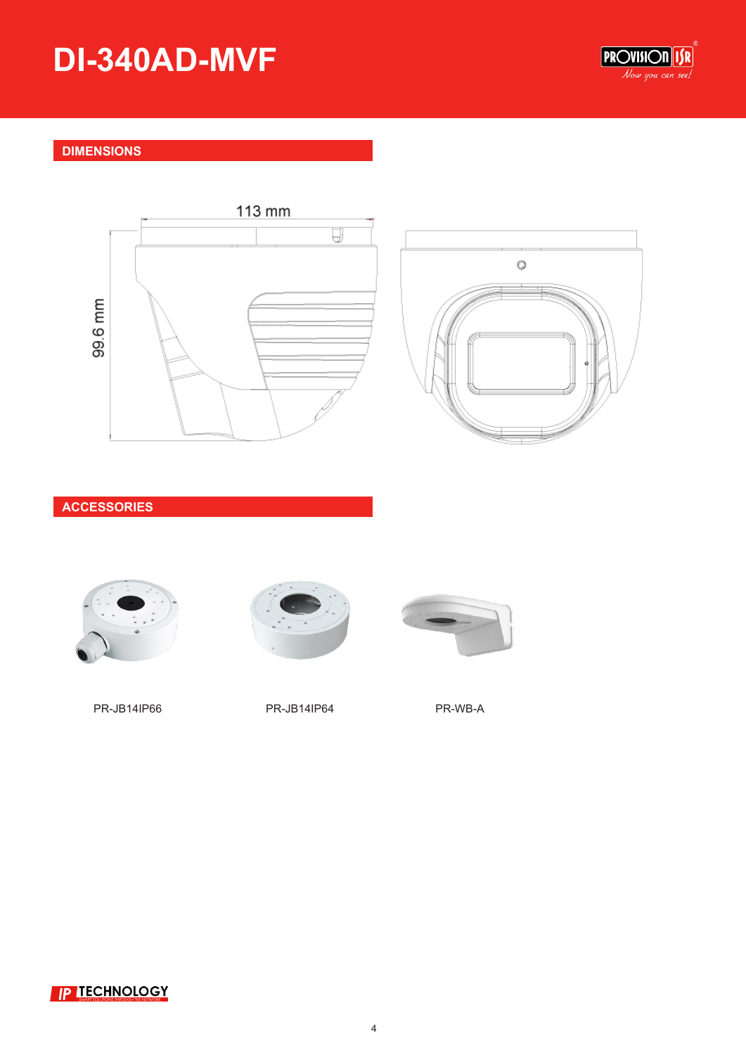# DI-340AD-MVF

## DIMENSIONS

113 mm

99.6 mm

## ACCESSORIES

PR-JB14IP66

PR-JB14IP64

PR-WB-A